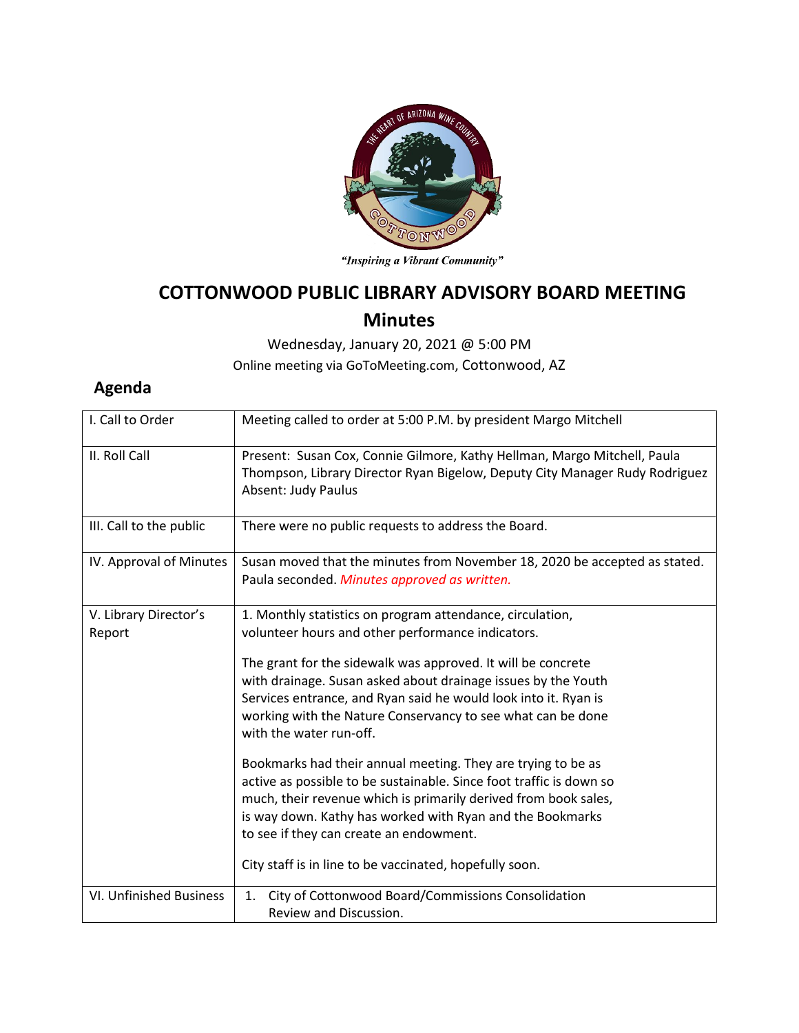"Inspiring a Vibrant Community"

# COTTONWOOD PUBLIC LIBRARY ADVISORY BOARD MEETING

## Minutes

Wednesday, January 20, 2021 @ 5:00 PM
Online meeting via GoToMeeting.com, Cottonwood, AZ

## Agenda

| | |
|---|---|
| I. Call to Order | Meeting called to order at 5:00 P.M. by president Margo Mitchell |
| II. Roll Call | Present: Susan Cox, Connie Gilmore, Kathy Hellman, Margo Mitchell, Paula Thompson, Library Director Ryan Bigelow, Deputy City Manager Rudy Rodriguez<br>Absent: Judy Paulus |
| III. Call to the public | There were no public requests to address the Board. |
| IV. Approval of Minutes | Susan moved that the minutes from November 18, 2020 be accepted as stated. Paula seconded. *Minutes approved as written.* |
| V. Library Director's Report | 1. Monthly statistics on program attendance, circulation, volunteer hours and other performance indicators.<br><br>The grant for the sidewalk was approved. It will be concrete with drainage. Susan asked about drainage issues by the Youth Services entrance, and Ryan said he would look into it. Ryan is working with the Nature Conservancy to see what can be done with the water run-off.<br><br>Bookmarks had their annual meeting. They are trying to be as active as possible to be sustainable. Since foot traffic is down so much, their revenue which is primarily derived from book sales, is way down. Kathy has worked with Ryan and the Bookmarks to see if they can create an endowment.<br><br>City staff is in line to be vaccinated, hopefully soon. |
| VI. Unfinished Business | 1. City of Cottonwood Board/Commissions Consolidation Review and Discussion. |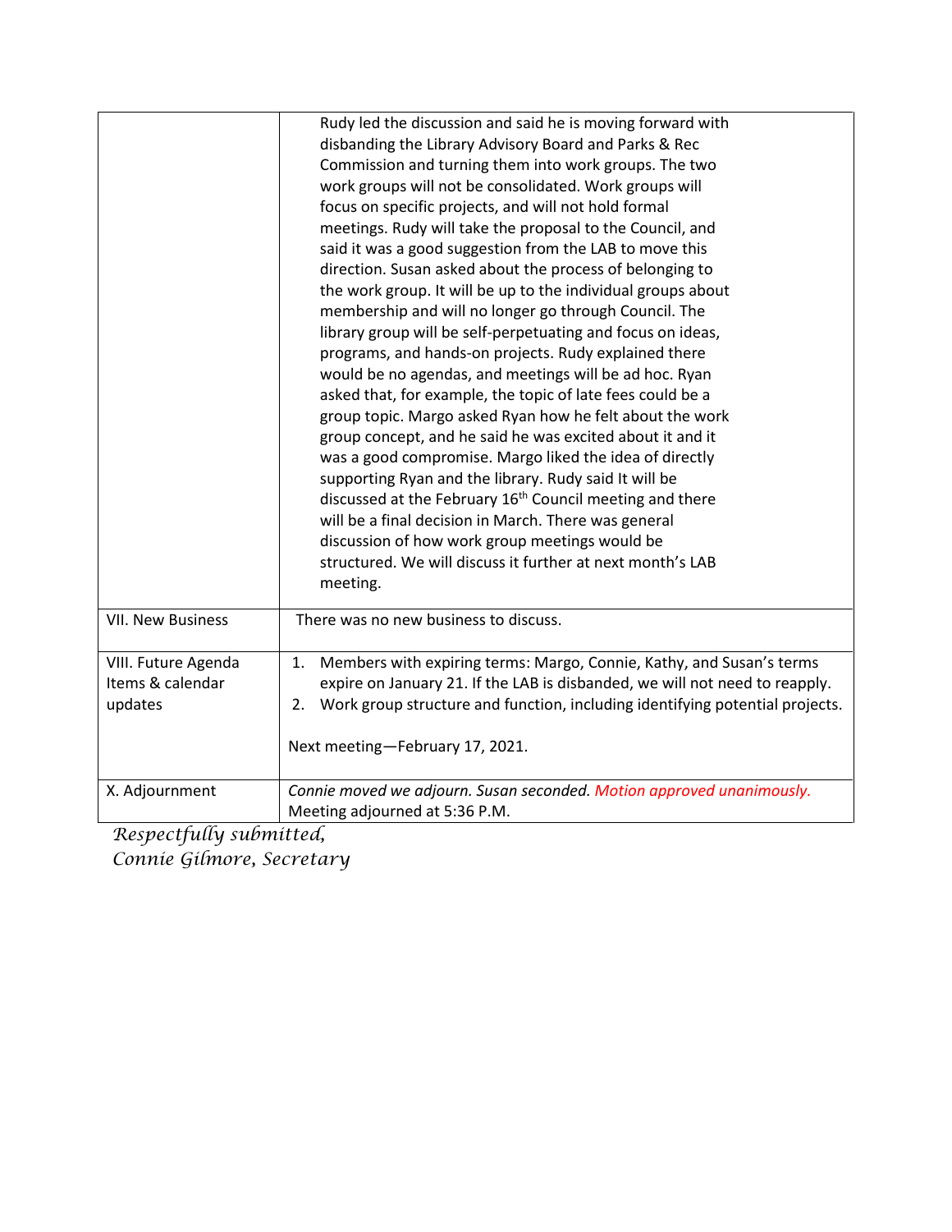| | |
|---|---|
| | Rudy led the discussion and said he is moving forward with disbanding the Library Advisory Board and Parks & Rec Commission and turning them into work groups. The two work groups will not be consolidated. Work groups will focus on specific projects, and will not hold formal meetings. Rudy will take the proposal to the Council, and said it was a good suggestion from the LAB to move this direction. Susan asked about the process of belonging to the work group. It will be up to the individual groups about membership and will no longer go through Council. The library group will be self-perpetuating and focus on ideas, programs, and hands-on projects. Rudy explained there would be no agendas, and meetings will be ad hoc. Ryan asked that, for example, the topic of late fees could be a group topic. Margo asked Ryan how he felt about the work group concept, and he said he was excited about it and it was a good compromise. Margo liked the idea of directly supporting Ryan and the library. Rudy said It will be discussed at the February 16th Council meeting and there will be a final decision in March. There was general discussion of how work group meetings would be structured. We will discuss it further at next month's LAB meeting. |
| VII. New Business | There was no new business to discuss. |
| VIII. Future Agenda Items & calendar updates | 1. Members with expiring terms: Margo, Connie, Kathy, and Susan's terms expire on January 21. If the LAB is disbanded, we will not need to reapply.<br>2. Work group structure and function, including identifying potential projects.<br><br>Next meeting—February 17, 2021. |
| X. Adjournment | *Connie moved we adjourn. Susan seconded. Motion approved unanimously.*<br>Meeting adjourned at 5:36 P.M. |

*Respectfully submitted,*
*Connie Gilmore, Secretary*